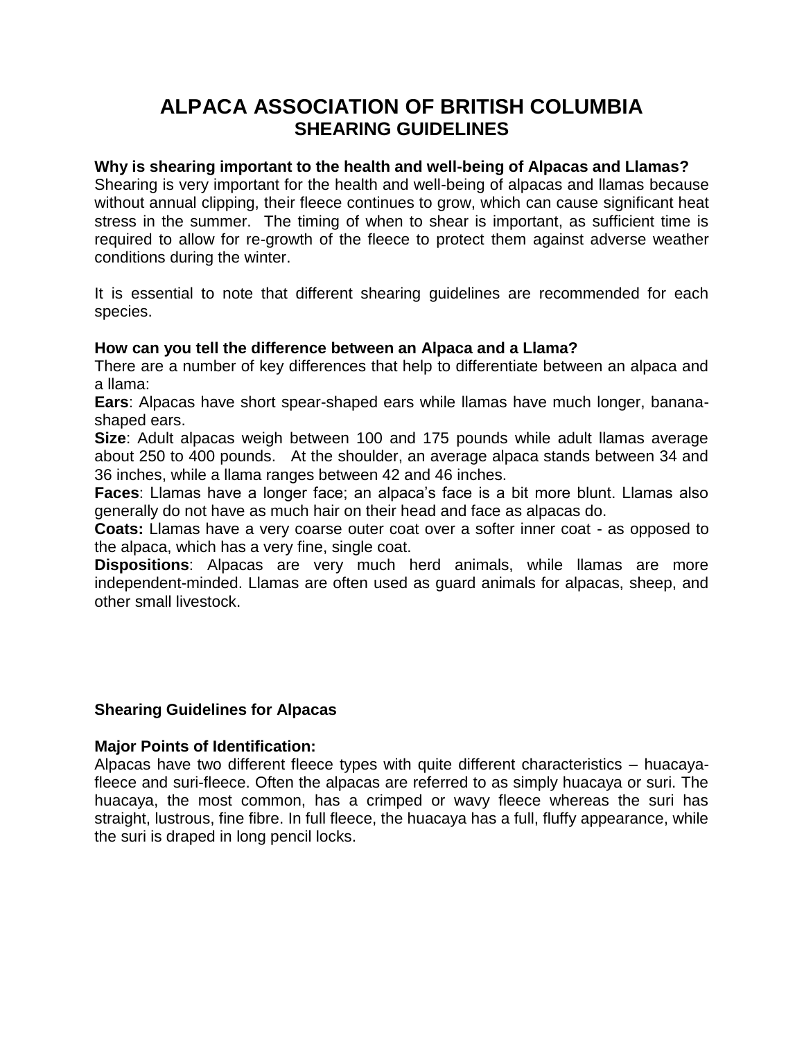# ALPACA ASSOCIATION OF BRITISH COLUMBIA
## SHEARING GUIDELINES

**Why is shearing important to the health and well-being of Alpacas and Llamas?**
Shearing is very important for the health and well-being of alpacas and llamas because without annual clipping, their fleece continues to grow, which can cause significant heat stress in the summer. The timing of when to shear is important, as sufficient time is required to allow for re-growth of the fleece to protect them against adverse weather conditions during the winter.

It is essential to note that different shearing guidelines are recommended for each species.

**How can you tell the difference between an Alpaca and a Llama?**
There are a number of key differences that help to differentiate between an alpaca and a llama:

**Ears**: Alpacas have short spear-shaped ears while llamas have much longer, banana-shaped ears.

**Size**: Adult alpacas weigh between 100 and 175 pounds while adult llamas average about 250 to 400 pounds. At the shoulder, an average alpaca stands between 34 and 36 inches, while a llama ranges between 42 and 46 inches.

**Faces**: Llamas have a longer face; an alpaca's face is a bit more blunt. Llamas also generally do not have as much hair on their head and face as alpacas do.

**Coats:** Llamas have a very coarse outer coat over a softer inner coat - as opposed to the alpaca, which has a very fine, single coat.

**Dispositions**: Alpacas are very much herd animals, while llamas are more independent-minded. Llamas are often used as guard animals for alpacas, sheep, and other small livestock.

### Shearing Guidelines for Alpacas

**Major Points of Identification:**
Alpacas have two different fleece types with quite different characteristics – huacaya-fleece and suri-fleece. Often the alpacas are referred to as simply huacaya or suri. The huacaya, the most common, has a crimped or wavy fleece whereas the suri has straight, lustrous, fine fibre. In full fleece, the huacaya has a full, fluffy appearance, while the suri is draped in long pencil locks.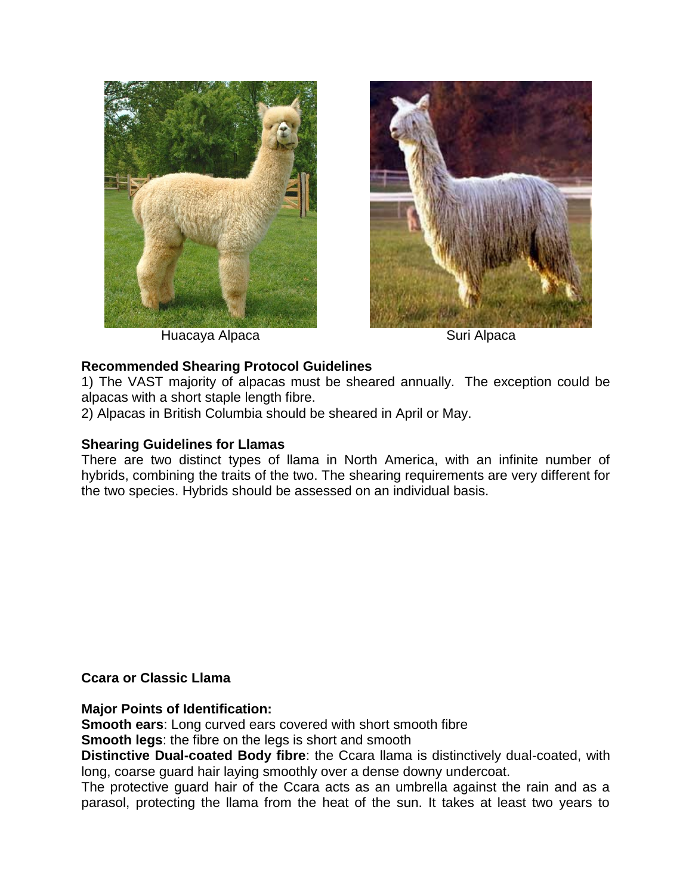Huacaya Alpaca

Suri Alpaca

**Recommended Shearing Protocol Guidelines**

1) The VAST majority of alpacas must be sheared annually. The exception could be alpacas with a short staple length fibre.

2) Alpacas in British Columbia should be sheared in April or May.

**Shearing Guidelines for Llamas**

There are two distinct types of llama in North America, with an infinite number of hybrids, combining the traits of the two. The shearing requirements are very different for the two species. Hybrids should be assessed on an individual basis.

**Ccara or Classic Llama**

**Major Points of Identification:**

**Smooth ears**: Long curved ears covered with short smooth fibre

**Smooth legs**: the fibre on the legs is short and smooth

**Distinctive Dual-coated Body fibre**: the Ccara llama is distinctively dual-coated, with long, coarse guard hair laying smoothly over a dense downy undercoat.

The protective guard hair of the Ccara acts as an umbrella against the rain and as a parasol, protecting the llama from the heat of the sun. It takes at least two years to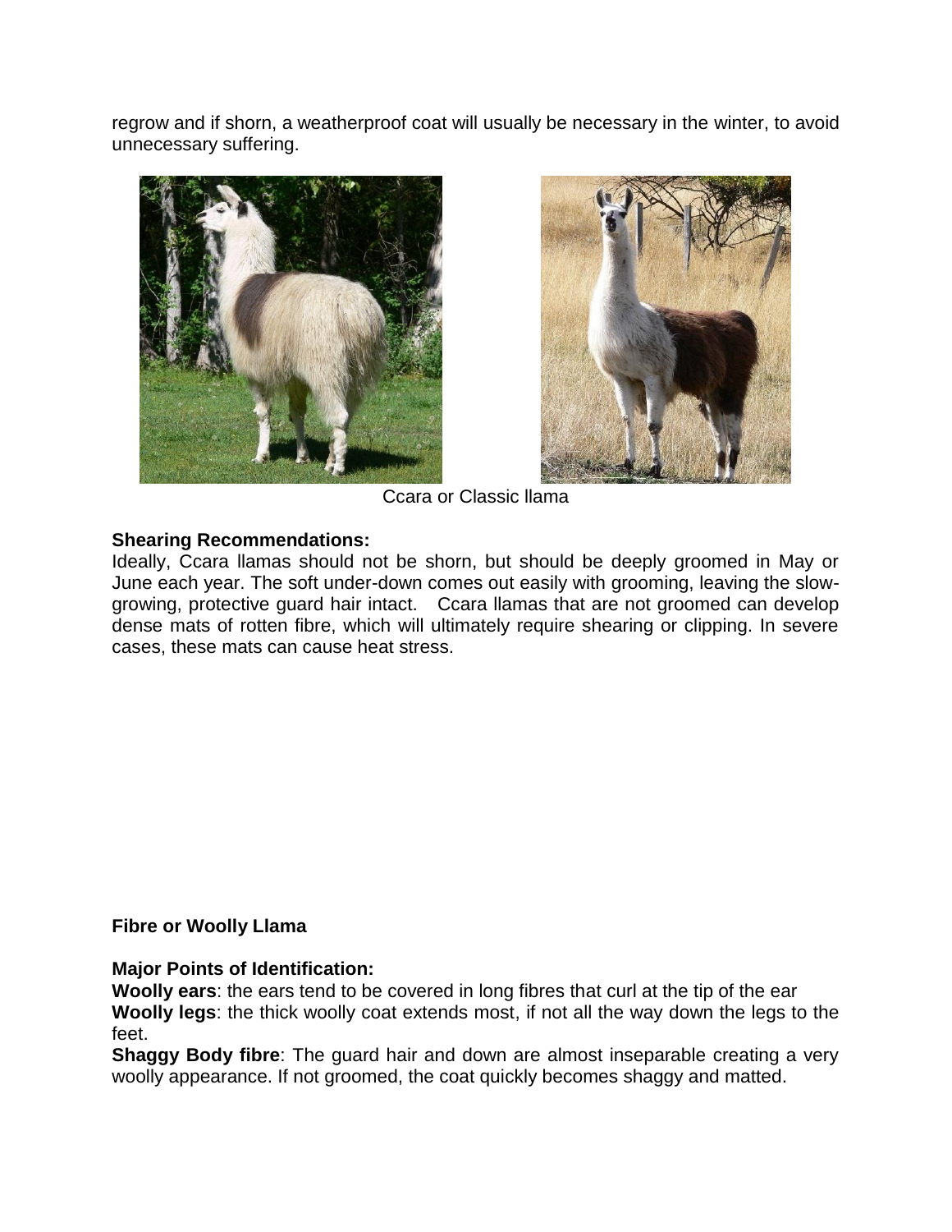regrow and if shorn, a weatherproof coat will usually be necessary in the winter, to avoid unnecessary suffering.

Ccara or Classic llama

**Shearing Recommendations:**
Ideally, Ccara llamas should not be shorn, but should be deeply groomed in May or June each year. The soft under-down comes out easily with grooming, leaving the slow-growing, protective guard hair intact. Ccara llamas that are not groomed can develop dense mats of rotten fibre, which will ultimately require shearing or clipping. In severe cases, these mats can cause heat stress.

**Fibre or Woolly Llama**

**Major Points of Identification:**
**Woolly ears**: the ears tend to be covered in long fibres that curl at the tip of the ear
**Woolly legs**: the thick woolly coat extends most, if not all the way down the legs to the feet.
**Shaggy Body fibre**: The guard hair and down are almost inseparable creating a very woolly appearance. If not groomed, the coat quickly becomes shaggy and matted.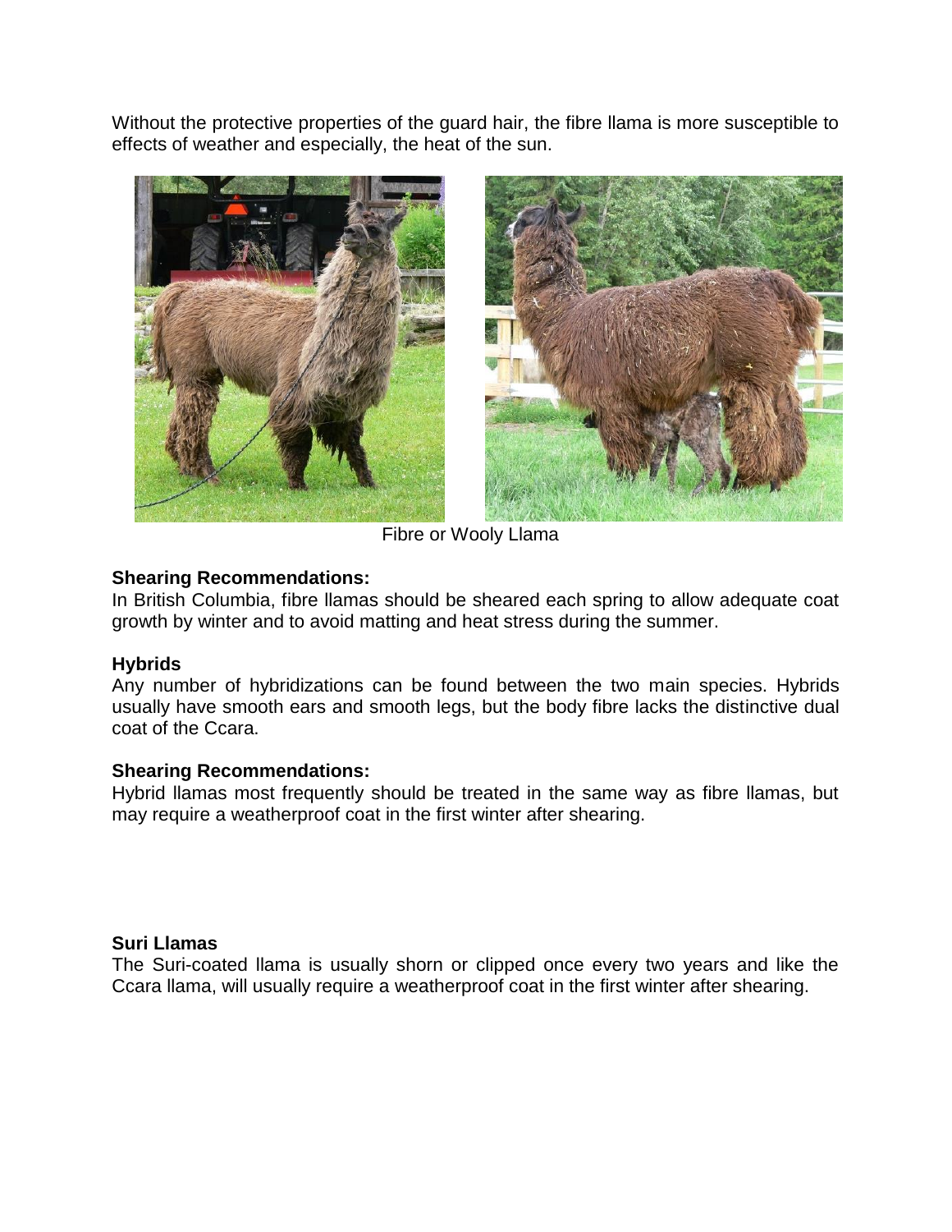Without the protective properties of the guard hair, the fibre llama is more susceptible to effects of weather and especially, the heat of the sun.

Fibre or Wooly Llama

**Shearing Recommendations:**
In British Columbia, fibre llamas should be sheared each spring to allow adequate coat growth by winter and to avoid matting and heat stress during the summer.

**Hybrids**
Any number of hybridizations can be found between the two main species. Hybrids usually have smooth ears and smooth legs, but the body fibre lacks the distinctive dual coat of the Ccara.

**Shearing Recommendations:**
Hybrid llamas most frequently should be treated in the same way as fibre llamas, but may require a weatherproof coat in the first winter after shearing.

**Suri Llamas**
The Suri-coated llama is usually shorn or clipped once every two years and like the Ccara llama, will usually require a weatherproof coat in the first winter after shearing.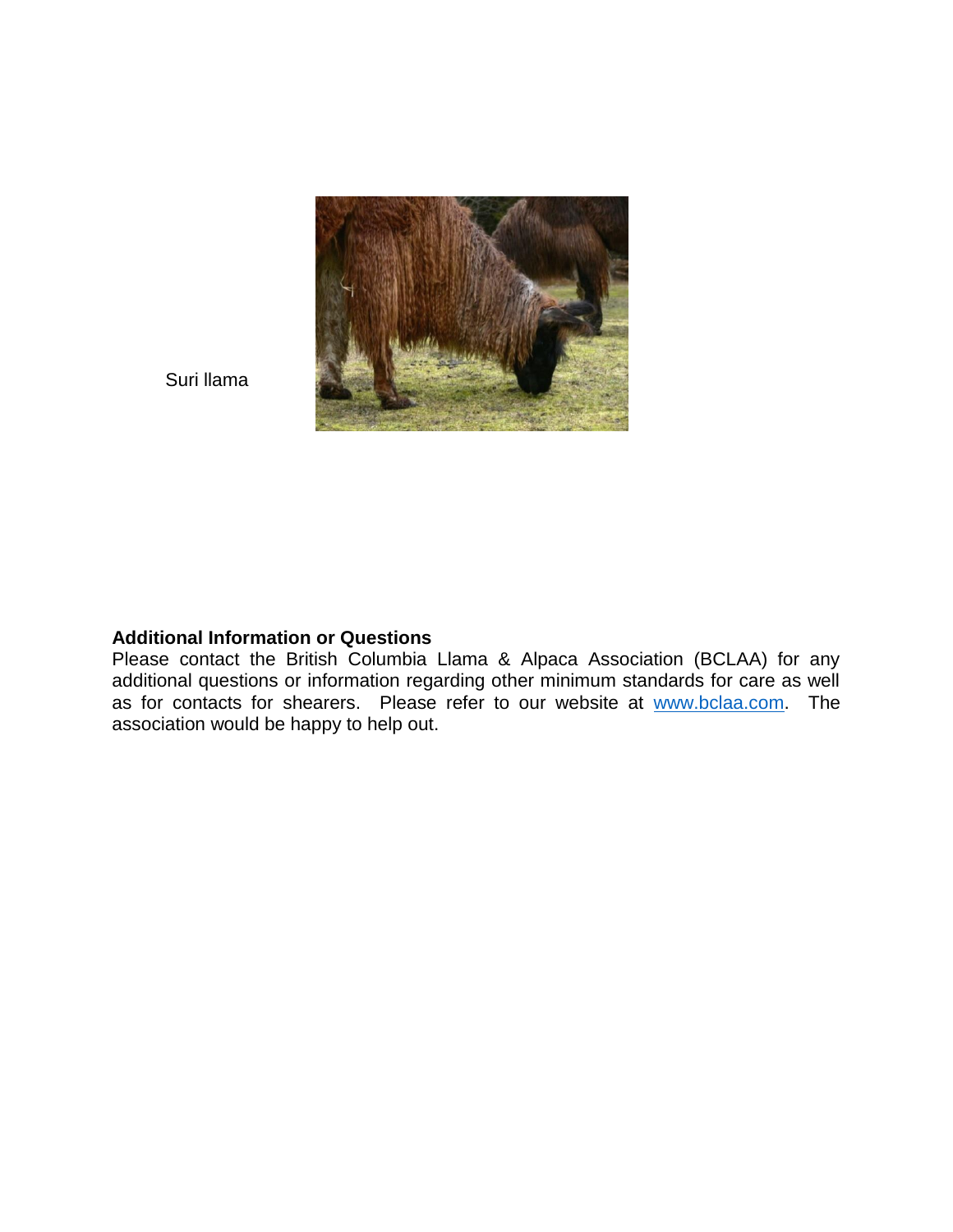Suri llama

**Additional Information or Questions**

Please contact the British Columbia Llama & Alpaca Association (BCLAA) for any additional questions or information regarding other minimum standards for care as well as for contacts for shearers. Please refer to our website at [www.bclaa.com](http://www.bclaa.com). The association would be happy to help out.